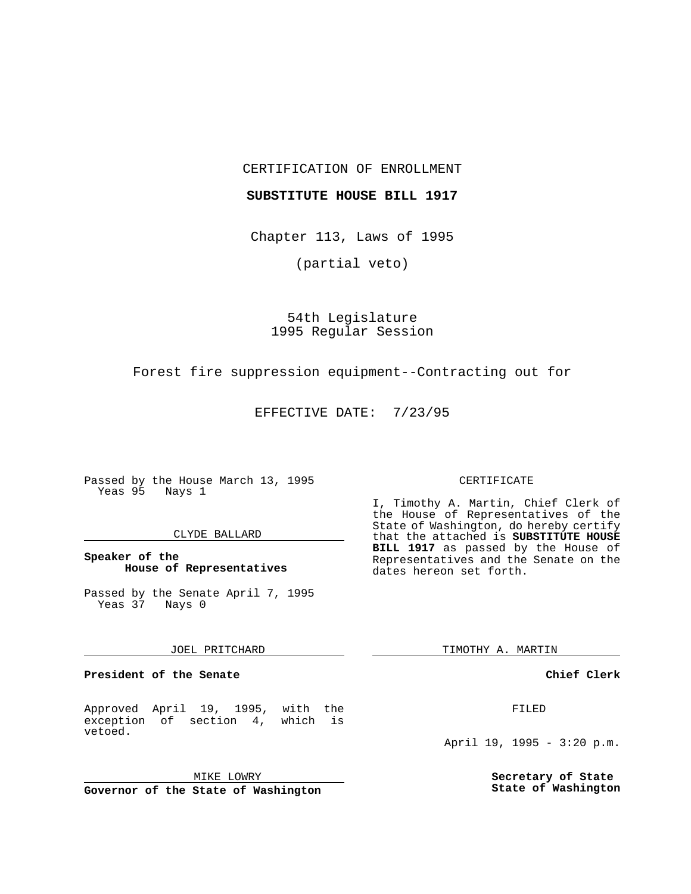CERTIFICATION OF ENROLLMENT

**SUBSTITUTE HOUSE BILL 1917**

Chapter 113, Laws of 1995

(partial veto)

54th Legislature
1995 Regular Session

Forest fire suppression equipment--Contracting out for

EFFECTIVE DATE: 7/23/95

Passed by the House March 13, 1995
Yeas 95 Nays 1

CLYDE BALLARD

**Speaker of the House of Representatives**

Passed by the Senate April 7, 1995
Yeas 37 Nays 0

JOEL PRITCHARD

**President of the Senate**

Approved April 19, 1995, with the exception of section 4, which is vetoed.

MIKE LOWRY

**Governor of the State of Washington**

CERTIFICATE

I, Timothy A. Martin, Chief Clerk of the House of Representatives of the State of Washington, do hereby certify that the attached is **SUBSTITUTE HOUSE BILL 1917** as passed by the House of Representatives and the Senate on the dates hereon set forth.

TIMOTHY A. MARTIN

**Chief Clerk**

FILED

April 19, 1995 - 3:20 p.m.

**Secretary of State**
**State of Washington**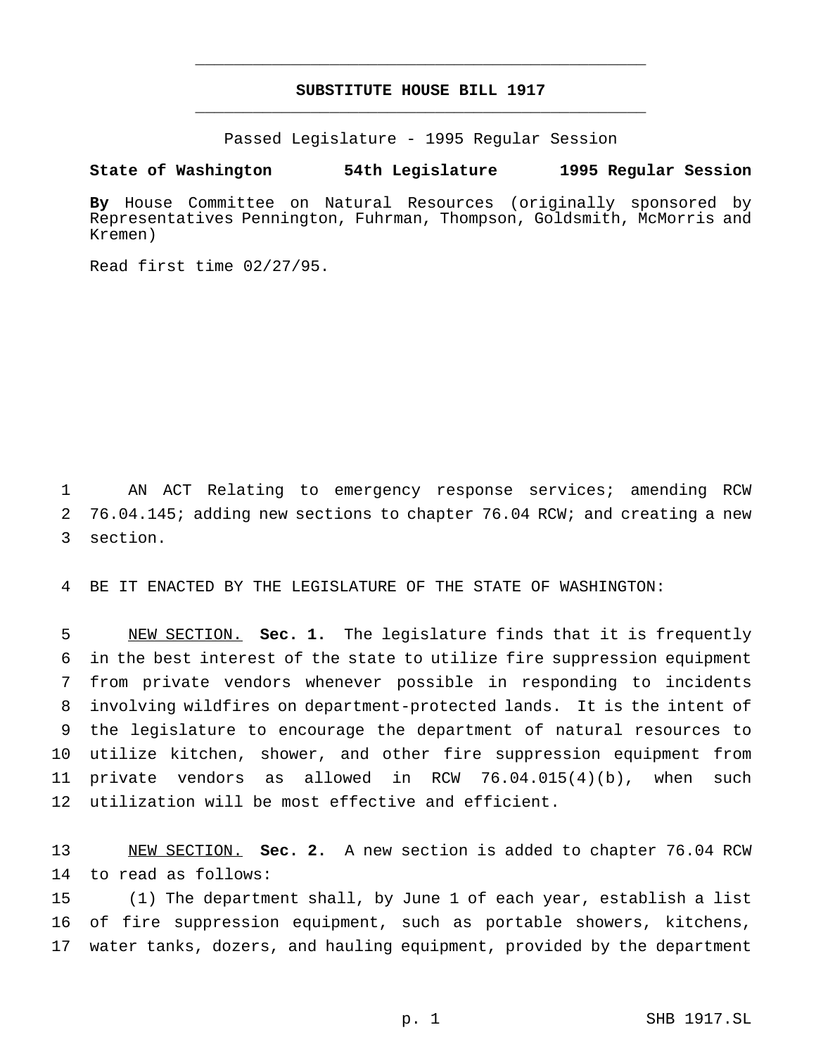# SUBSTITUTE HOUSE BILL 1917

Passed Legislature - 1995 Regular Session

**State of Washington 54th Legislature 1995 Regular Session**

**By** House Committee on Natural Resources (originally sponsored by Representatives Pennington, Fuhrman, Thompson, Goldsmith, McMorris and Kremen)

Read first time 02/27/95.

AN ACT Relating to emergency response services; amending RCW 76.04.145; adding new sections to chapter 76.04 RCW; and creating a new section.

BE IT ENACTED BY THE LEGISLATURE OF THE STATE OF WASHINGTON:

NEW SECTION. **Sec. 1.** The legislature finds that it is frequently in the best interest of the state to utilize fire suppression equipment from private vendors whenever possible in responding to incidents involving wildfires on department-protected lands. It is the intent of the legislature to encourage the department of natural resources to utilize kitchen, shower, and other fire suppression equipment from private vendors as allowed in RCW 76.04.015(4)(b), when such utilization will be most effective and efficient.

NEW SECTION. **Sec. 2.** A new section is added to chapter 76.04 RCW to read as follows:

(1) The department shall, by June 1 of each year, establish a list of fire suppression equipment, such as portable showers, kitchens, water tanks, dozers, and hauling equipment, provided by the department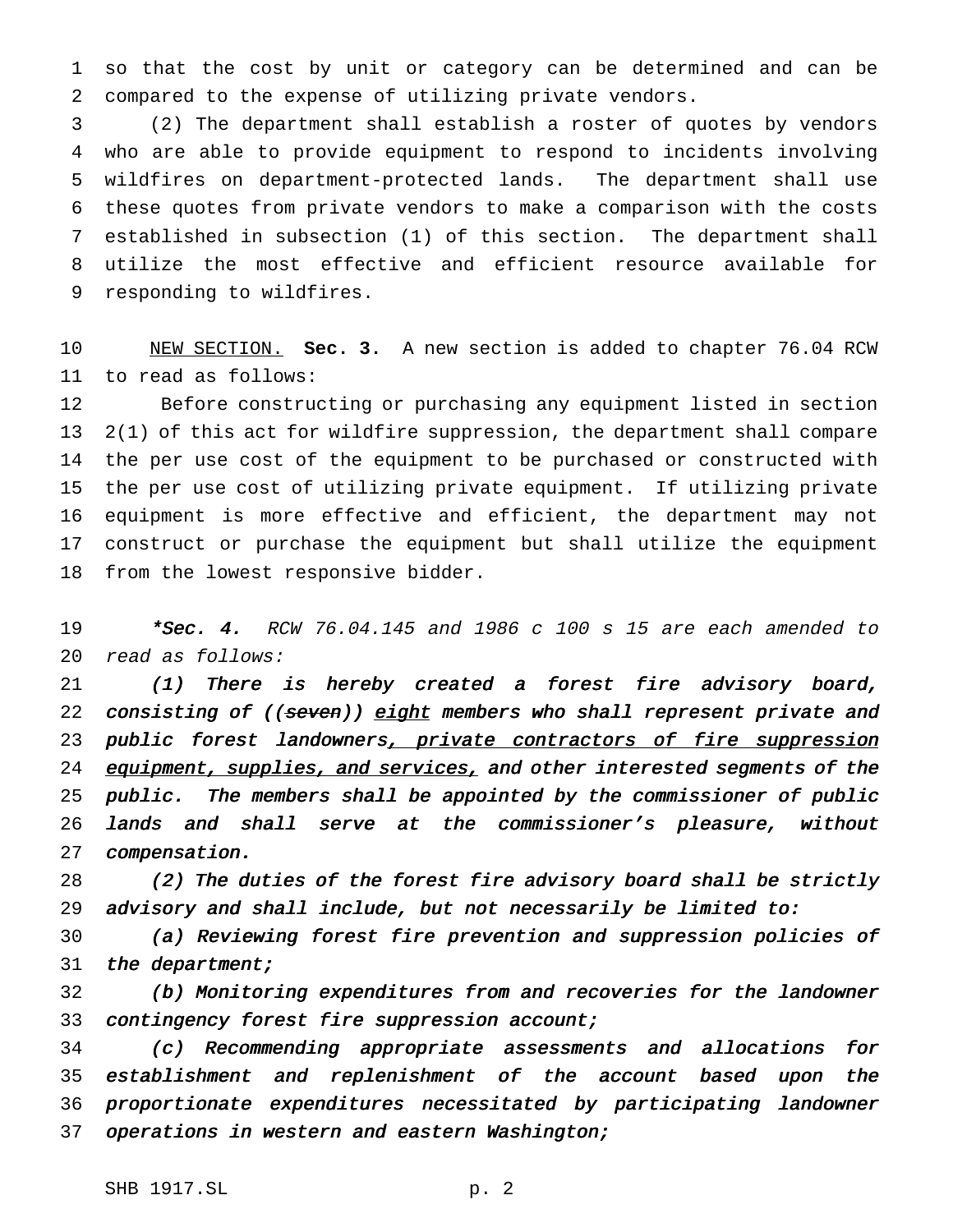so that the cost by unit or category can be determined and can be compared to the expense of utilizing private vendors.

(2) The department shall establish a roster of quotes by vendors who are able to provide equipment to respond to incidents involving wildfires on department-protected lands. The department shall use these quotes from private vendors to make a comparison with the costs established in subsection (1) of this section. The department shall utilize the most effective and efficient resource available for responding to wildfires.

NEW SECTION. **Sec. 3.** A new section is added to chapter 76.04 RCW to read as follows:

Before constructing or purchasing any equipment listed in section 2(1) of this act for wildfire suppression, the department shall compare the per use cost of the equipment to be purchased or constructed with the per use cost of utilizing private equipment. If utilizing private equipment is more effective and efficient, the department may not construct or purchase the equipment but shall utilize the equipment from the lowest responsive bidder.

***\*Sec. 4.*** *RCW 76.04.145 and 1986 c 100 s 15 are each amended to read as follows:*

*(1) There is hereby created a forest fire advisory board, consisting of ((~~seven~~)) eight members who shall represent private and public forest landowners, private contractors of fire suppression equipment, supplies, and services, and other interested segments of the public. The members shall be appointed by the commissioner of public lands and shall serve at the commissioner's pleasure, without compensation.*

*(2) The duties of the forest fire advisory board shall be strictly advisory and shall include, but not necessarily be limited to:*

*(a) Reviewing forest fire prevention and suppression policies of the department;*

*(b) Monitoring expenditures from and recoveries for the landowner contingency forest fire suppression account;*

*(c) Recommending appropriate assessments and allocations for establishment and replenishment of the account based upon the proportionate expenditures necessitated by participating landowner operations in western and eastern Washington;*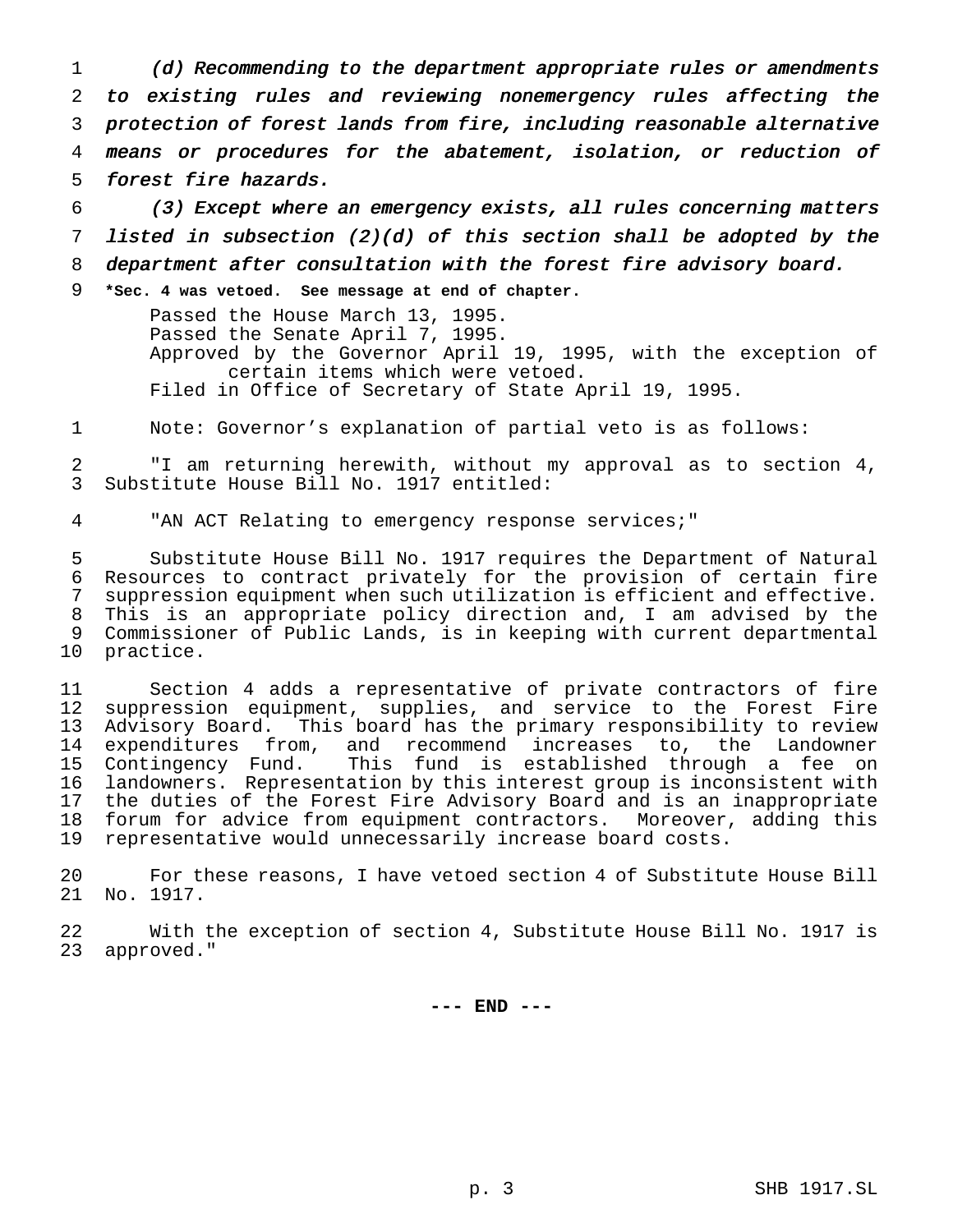*(d) Recommending to the department appropriate rules or amendments to existing rules and reviewing nonemergency rules affecting the protection of forest lands from fire, including reasonable alternative means or procedures for the abatement, isolation, or reduction of forest fire hazards.*

*(3) Except where an emergency exists, all rules concerning matters listed in subsection (2)(d) of this section shall be adopted by the department after consultation with the forest fire advisory board.*

**\*Sec. 4 was vetoed. See message at end of chapter.**

Passed the House March 13, 1995.
Passed the Senate April 7, 1995.
Approved by the Governor April 19, 1995, with the exception of certain items which were vetoed.
Filed in Office of Secretary of State April 19, 1995.

Note: Governor's explanation of partial veto is as follows:

"I am returning herewith, without my approval as to section 4, Substitute House Bill No. 1917 entitled:

"AN ACT Relating to emergency response services;"

Substitute House Bill No. 1917 requires the Department of Natural Resources to contract privately for the provision of certain fire suppression equipment when such utilization is efficient and effective. This is an appropriate policy direction and, I am advised by the Commissioner of Public Lands, is in keeping with current departmental practice.

Section 4 adds a representative of private contractors of fire suppression equipment, supplies, and service to the Forest Fire Advisory Board. This board has the primary responsibility to review expenditures from, and recommend increases to, the Landowner Contingency Fund. This fund is established through a fee on landowners. Representation by this interest group is inconsistent with the duties of the Forest Fire Advisory Board and is an inappropriate forum for advice from equipment contractors. Moreover, adding this representative would unnecessarily increase board costs.

For these reasons, I have vetoed section 4 of Substitute House Bill No. 1917.

With the exception of section 4, Substitute House Bill No. 1917 is approved."

**--- END ---**